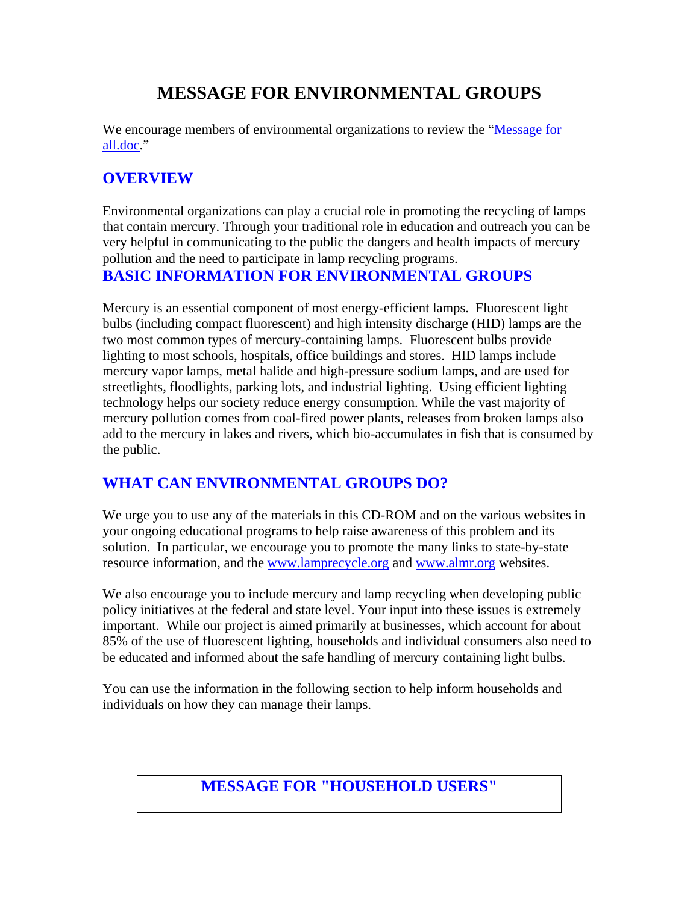# MESSAGE FOR ENVIRONMENTAL GROUPS

We encourage members of environmental organizations to review the "Message for all.doc."

## OVERVIEW

Environmental organizations can play a crucial role in promoting the recycling of lamps that contain mercury. Through your traditional role in education and outreach you can be very helpful in communicating to the public the dangers and health impacts of mercury pollution and the need to participate in lamp recycling programs.

## BASIC INFORMATION FOR ENVIRONMENTAL GROUPS

Mercury is an essential component of most energy-efficient lamps. Fluorescent light bulbs (including compact fluorescent) and high intensity discharge (HID) lamps are the two most common types of mercury-containing lamps. Fluorescent bulbs provide lighting to most schools, hospitals, office buildings and stores. HID lamps include mercury vapor lamps, metal halide and high-pressure sodium lamps, and are used for streetlights, floodlights, parking lots, and industrial lighting. Using efficient lighting technology helps our society reduce energy consumption. While the vast majority of mercury pollution comes from coal-fired power plants, releases from broken lamps also add to the mercury in lakes and rivers, which bio-accumulates in fish that is consumed by the public.

## WHAT CAN ENVIRONMENTAL GROUPS DO?

We urge you to use any of the materials in this CD-ROM and on the various websites in your ongoing educational programs to help raise awareness of this problem and its solution. In particular, we encourage you to promote the many links to state-by-state resource information, and the www.lamprecycle.org and www.almr.org websites.

We also encourage you to include mercury and lamp recycling when developing public policy initiatives at the federal and state level. Your input into these issues is extremely important. While our project is aimed primarily at businesses, which account for about 85% of the use of fluorescent lighting, households and individual consumers also need to be educated and informed about the safe handling of mercury containing light bulbs.

You can use the information in the following section to help inform households and individuals on how they can manage their lamps.

## MESSAGE FOR "HOUSEHOLD USERS"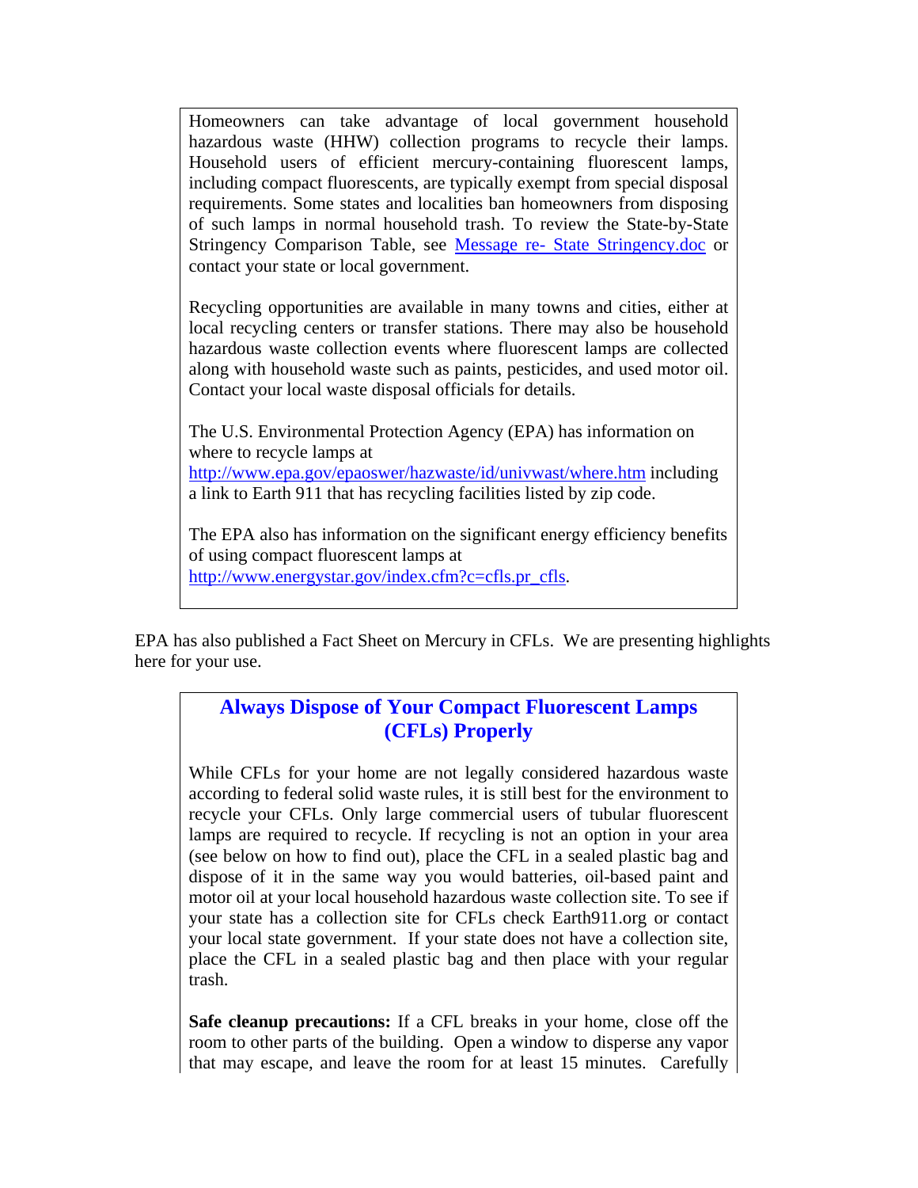Homeowners can take advantage of local government household hazardous waste (HHW) collection programs to recycle their lamps. Household users of efficient mercury-containing fluorescent lamps, including compact fluorescents, are typically exempt from special disposal requirements. Some states and localities ban homeowners from disposing of such lamps in normal household trash. To review the State-by-State Stringency Comparison Table, see [Message re- State Stringency.doc]() or contact your state or local government.

Recycling opportunities are available in many towns and cities, either at local recycling centers or transfer stations. There may also be household hazardous waste collection events where fluorescent lamps are collected along with household waste such as paints, pesticides, and used motor oil. Contact your local waste disposal officials for details.

The U.S. Environmental Protection Agency (EPA) has information on where to recycle lamps at http://www.epa.gov/epaoswer/hazwaste/id/univwast/where.htm including a link to Earth 911 that has recycling facilities listed by zip code.

The EPA also has information on the significant energy efficiency benefits of using compact fluorescent lamps at http://www.energystar.gov/index.cfm?c=cfls.pr_cfls.

EPA has also published a Fact Sheet on Mercury in CFLs. We are presenting highlights here for your use.

## Always Dispose of Your Compact Fluorescent Lamps (CFLs) Properly

While CFLs for your home are not legally considered hazardous waste according to federal solid waste rules, it is still best for the environment to recycle your CFLs. Only large commercial users of tubular fluorescent lamps are required to recycle. If recycling is not an option in your area (see below on how to find out), place the CFL in a sealed plastic bag and dispose of it in the same way you would batteries, oil-based paint and motor oil at your local household hazardous waste collection site. To see if your state has a collection site for CFLs check Earth911.org or contact your local state government. If your state does not have a collection site, place the CFL in a sealed plastic bag and then place with your regular trash.

**Safe cleanup precautions:** If a CFL breaks in your home, close off the room to other parts of the building. Open a window to disperse any vapor that may escape, and leave the room for at least 15 minutes. Carefully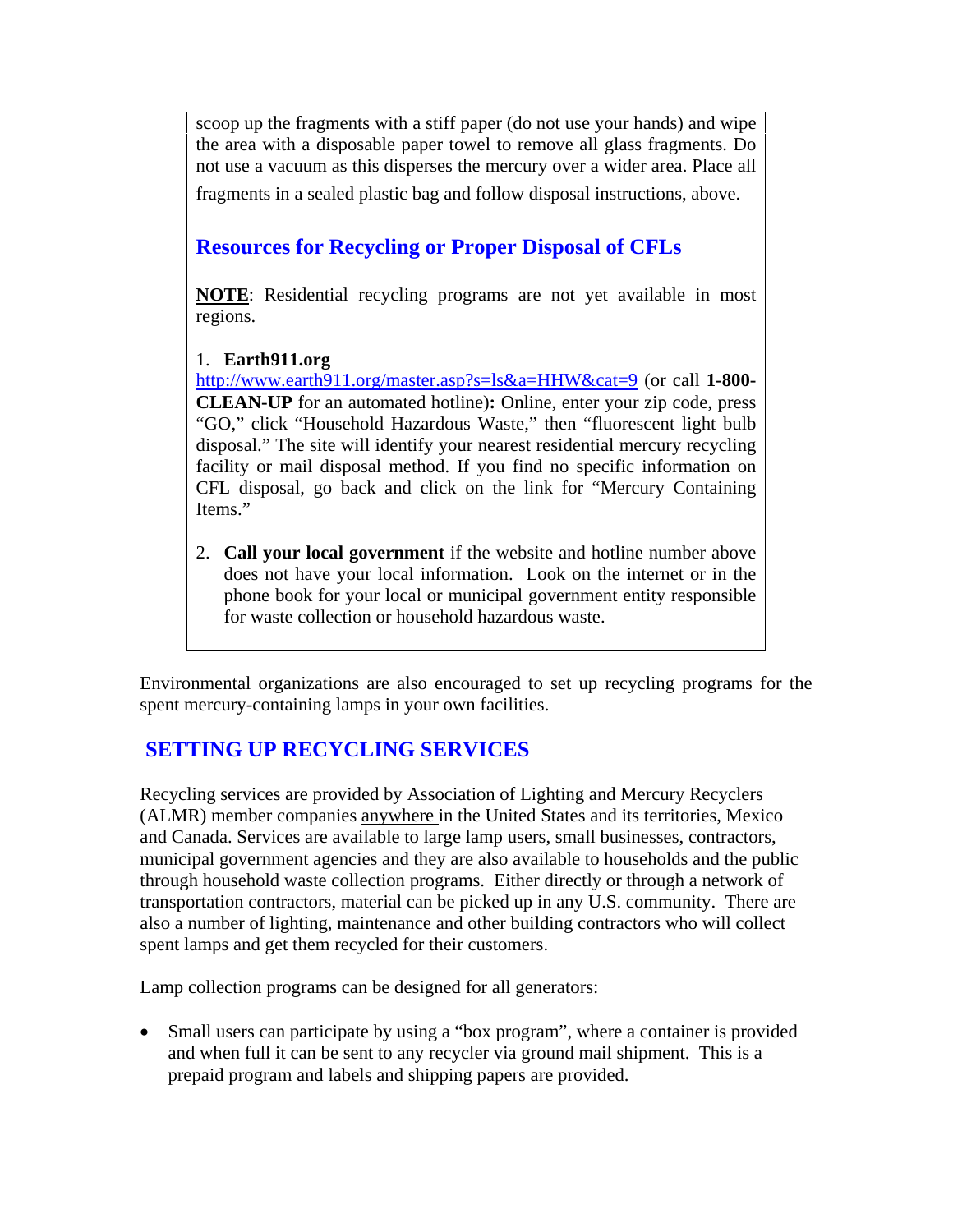scoop up the fragments with a stiff paper (do not use your hands) and wipe the area with a disposable paper towel to remove all glass fragments. Do not use a vacuum as this disperses the mercury over a wider area. Place all fragments in a sealed plastic bag and follow disposal instructions, above.

### Resources for Recycling or Proper Disposal of CFLs

**NOTE**: Residential recycling programs are not yet available in most regions.

1. **Earth911.org**
http://www.earth911.org/master.asp?s=ls&a=HHW&cat=9 (or call **1-800-CLEAN-UP** for an automated hotline)**:** Online, enter your zip code, press "GO," click "Household Hazardous Waste," then "fluorescent light bulb disposal." The site will identify your nearest residential mercury recycling facility or mail disposal method. If you find no specific information on CFL disposal, go back and click on the link for "Mercury Containing Items."

2. **Call your local government** if the website and hotline number above does not have your local information. Look on the internet or in the phone book for your local or municipal government entity responsible for waste collection or household hazardous waste.

Environmental organizations are also encouraged to set up recycling programs for the spent mercury-containing lamps in your own facilities.

## SETTING UP RECYCLING SERVICES

Recycling services are provided by Association of Lighting and Mercury Recyclers (ALMR) member companies anywhere in the United States and its territories, Mexico and Canada. Services are available to large lamp users, small businesses, contractors, municipal government agencies and they are also available to households and the public through household waste collection programs. Either directly or through a network of transportation contractors, material can be picked up in any U.S. community. There are also a number of lighting, maintenance and other building contractors who will collect spent lamps and get them recycled for their customers.

Lamp collection programs can be designed for all generators:

- Small users can participate by using a "box program", where a container is provided and when full it can be sent to any recycler via ground mail shipment. This is a prepaid program and labels and shipping papers are provided.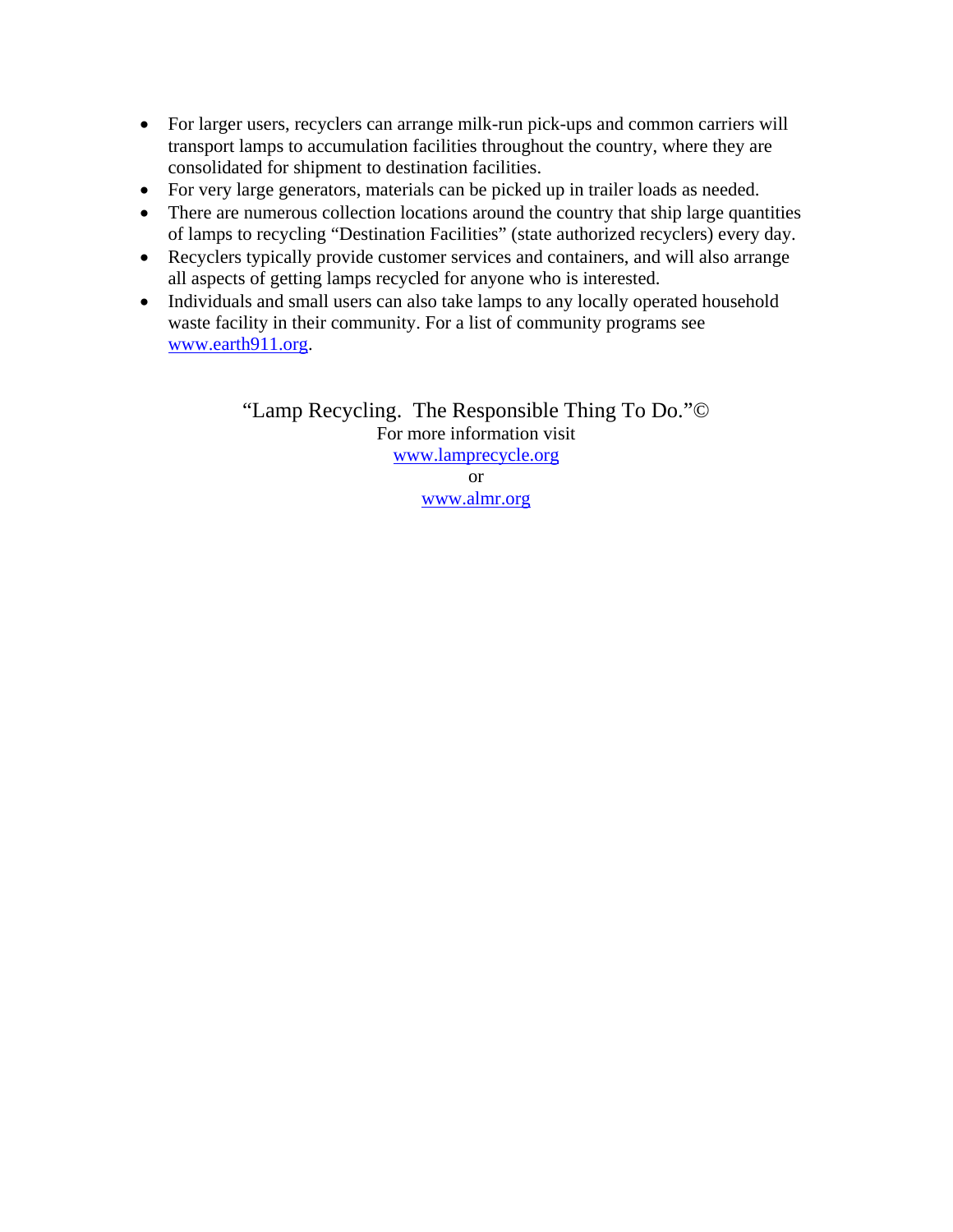- For larger users, recyclers can arrange milk-run pick-ups and common carriers will transport lamps to accumulation facilities throughout the country, where they are consolidated for shipment to destination facilities.
- For very large generators, materials can be picked up in trailer loads as needed.
- There are numerous collection locations around the country that ship large quantities of lamps to recycling "Destination Facilities" (state authorized recyclers) every day.
- Recyclers typically provide customer services and containers, and will also arrange all aspects of getting lamps recycled for anyone who is interested.
- Individuals and small users can also take lamps to any locally operated household waste facility in their community. For a list of community programs see www.earth911.org.

"Lamp Recycling. The Responsible Thing To Do."©

For more information visit

www.lamprecycle.org

or

www.almr.org